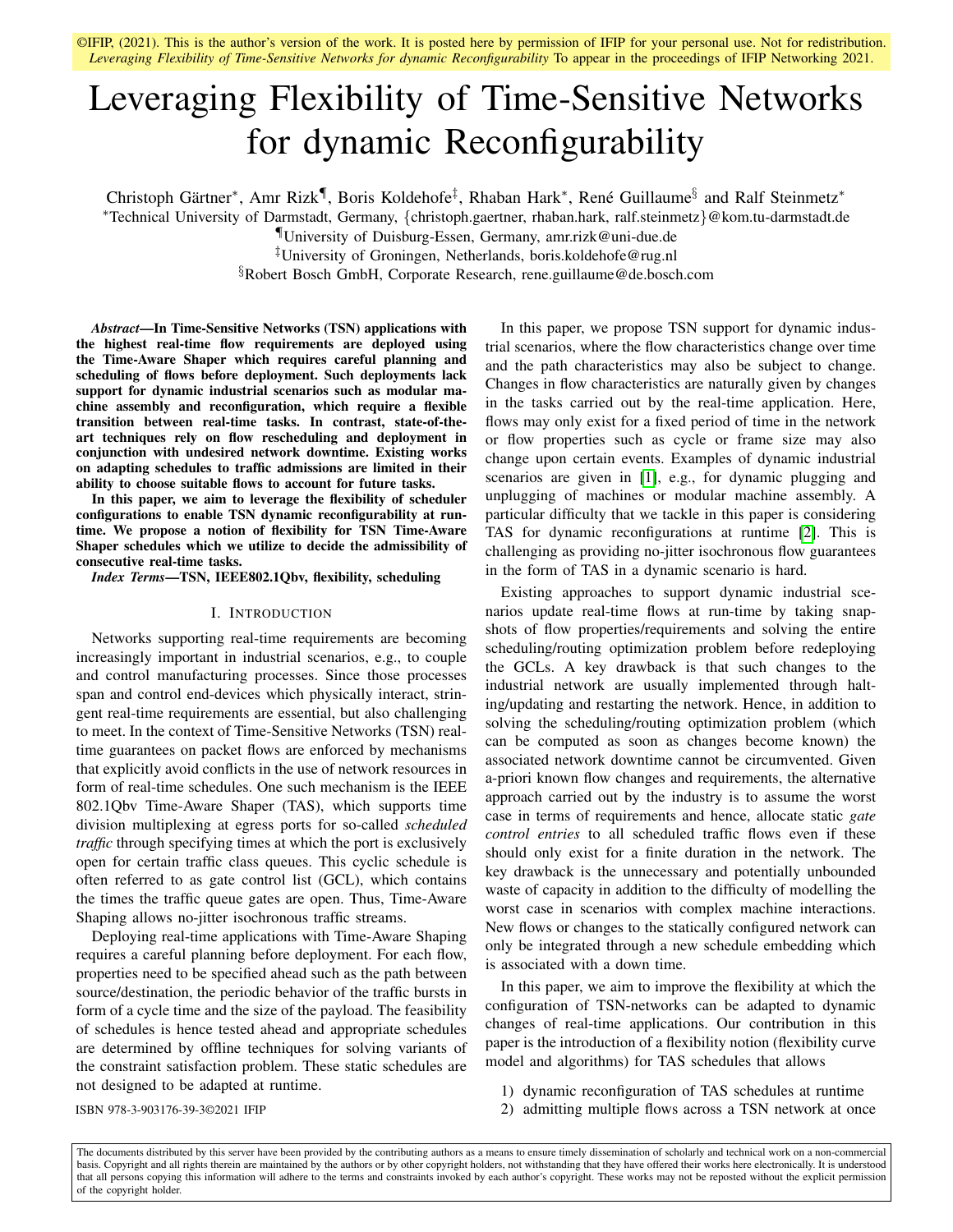©IFIP, (2021). This is the author's version of the work. It is posted here by permission of IFIP for your personal use. Not for redistribution. *Leveraging Flexibility of Time-Sensitive Networks for dynamic Reconfigurability* To appear in the proceedings of IFIP Networking 2021.

# Leveraging Flexibility of Time-Sensitive Networks for dynamic Reconfigurability

Christoph Gärtner*, Amr Rizk¶, Boris Koldehofe‡, Rhaban Hark*, René Guillaume§ and Ralf Steinmetz*

*Technical University of Darmstadt, Germany, {christoph.gaertner, rhaban.hark, ralf.steinmetz}@kom.tu-darmstadt.de

¶University of Duisburg-Essen, Germany, amr.rizk@uni-due.de

‡University of Groningen, Netherlands, boris.koldehofe@rug.nl

§Robert Bosch GmbH, Corporate Research, rene.guillaume@de.bosch.com

***Abstract*—In Time-Sensitive Networks (TSN) applications with the highest real-time flow requirements are deployed using the Time-Aware Shaper which requires careful planning and scheduling of flows before deployment. Such deployments lack support for dynamic industrial scenarios such as modular machine assembly and reconfiguration, which require a flexible transition between real-time tasks. In contrast, state-of-the-art techniques rely on flow rescheduling and deployment in conjunction with undesired network downtime. Existing works on adapting schedules to traffic admissions are limited in their ability to choose suitable flows to account for future tasks.**

**In this paper, we aim to leverage the flexibility of scheduler configurations to enable TSN dynamic reconfigurability at runtime. We propose a notion of flexibility for TSN Time-Aware Shaper schedules which we utilize to decide the admissibility of consecutive real-time tasks.**

***Index Terms*—TSN, IEEE802.1Qbv, flexibility, scheduling**

## I. Introduction

Networks supporting real-time requirements are becoming increasingly important in industrial scenarios, e.g., to couple and control manufacturing processes. Since those processes span and control end-devices which physically interact, stringent real-time requirements are essential, but also challenging to meet. In the context of Time-Sensitive Networks (TSN) real-time guarantees on packet flows are enforced by mechanisms that explicitly avoid conflicts in the use of network resources in form of real-time schedules. One such mechanism is the IEEE 802.1Qbv Time-Aware Shaper (TAS), which supports time division multiplexing at egress ports for so-called *scheduled traffic* through specifying times at which the port is exclusively open for certain traffic class queues. This cyclic schedule is often referred to as gate control list (GCL), which contains the times the traffic queue gates are open. Thus, Time-Aware Shaping allows no-jitter isochronous traffic streams.

Deploying real-time applications with Time-Aware Shaping requires a careful planning before deployment. For each flow, properties need to be specified ahead such as the path between source/destination, the periodic behavior of the traffic bursts in form of a cycle time and the size of the payload. The feasibility of schedules is hence tested ahead and appropriate schedules are determined by offline techniques for solving variants of the constraint satisfaction problem. These static schedules are not designed to be adapted at runtime.

In this paper, we propose TSN support for dynamic industrial scenarios, where the flow characteristics change over time and the path characteristics may also be subject to change. Changes in flow characteristics are naturally given by changes in the tasks carried out by the real-time application. Here, flows may only exist for a fixed period of time in the network or flow properties such as cycle or frame size may also change upon certain events. Examples of dynamic industrial scenarios are given in [1], e.g., for dynamic plugging and unplugging of machines or modular machine assembly. A particular difficulty that we tackle in this paper is considering TAS for dynamic reconfigurations at runtime [2]. This is challenging as providing no-jitter isochronous flow guarantees in the form of TAS in a dynamic scenario is hard.

Existing approaches to support dynamic industrial scenarios update real-time flows at run-time by taking snapshots of flow properties/requirements and solving the entire scheduling/routing optimization problem before redeploying the GCLs. A key drawback is that such changes to the industrial network are usually implemented through halting/updating and restarting the network. Hence, in addition to solving the scheduling/routing optimization problem (which can be computed as soon as changes become known) the associated network downtime cannot be circumvented. Given a-priori known flow changes and requirements, the alternative approach carried out by the industry is to assume the worst case in terms of requirements and hence, allocate static *gate control entries* to all scheduled traffic flows even if these should only exist for a finite duration in the network. The key drawback is the unnecessary and potentially unbounded waste of capacity in addition to the difficulty of modelling the worst case in scenarios with complex machine interactions. New flows or changes to the statically configured network can only be integrated through a new schedule embedding which is associated with a down time.

In this paper, we aim to improve the flexibility at which the configuration of TSN-networks can be adapted to dynamic changes of real-time applications. Our contribution in this paper is the introduction of a flexibility notion (flexibility curve model and algorithms) for TAS schedules that allows

1) dynamic reconfiguration of TAS schedules at runtime
2) admitting multiple flows across a TSN network at once

ISBN 978-3-903176-39-3©2021 IFIP

The documents distributed by this server have been provided by the contributing authors as a means to ensure timely dissemination of scholarly and technical work on a non-commercial basis. Copyright and all rights therein are maintained by the authors or by other copyright holders, not withstanding that they have offered their works here electronically. It is understood that all persons copying this information will adhere to the terms and constraints invoked by each author's copyright. These works may not be reposted without the explicit permission of the copyright holder.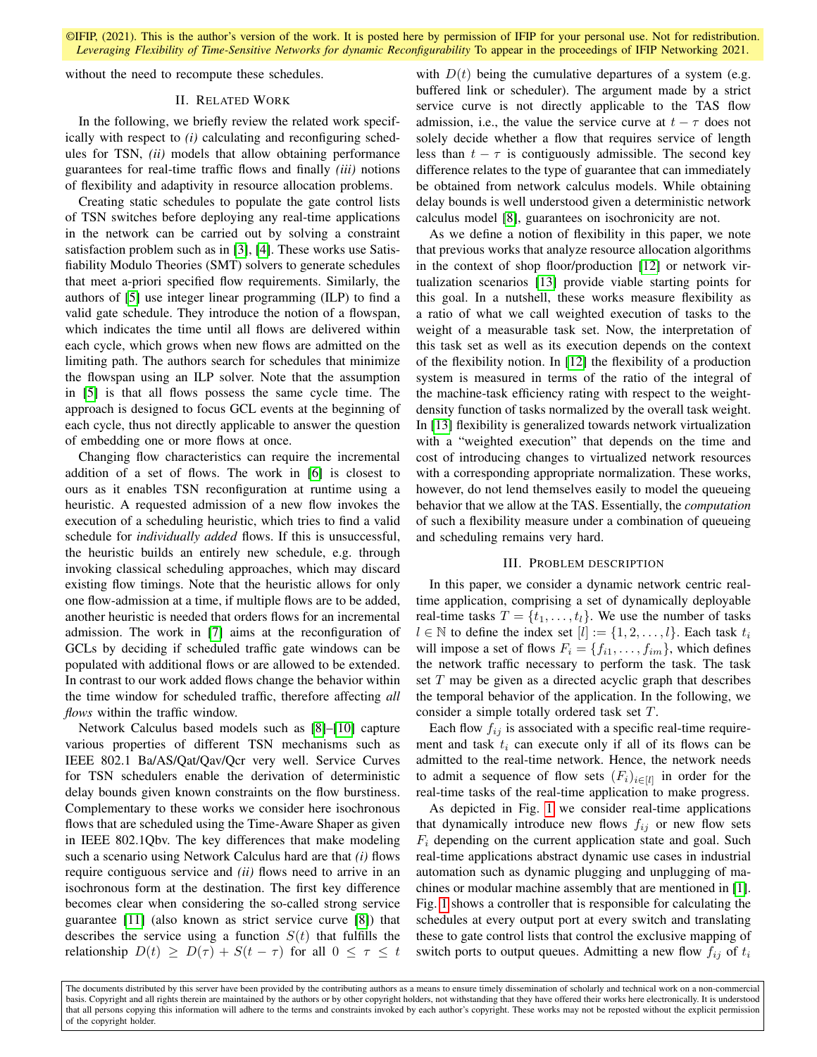without the need to recompute these schedules.

## II. Related Work

In the following, we briefly review the related work specifically with respect to *(i)* calculating and reconfiguring schedules for TSN, *(ii)* models that allow obtaining performance guarantees for real-time traffic flows and finally *(iii)* notions of flexibility and adaptivity in resource allocation problems.

Creating static schedules to populate the gate control lists of TSN switches before deploying any real-time applications in the network can be carried out by solving a constraint satisfaction problem such as in [3], [4]. These works use Satisfiability Modulo Theories (SMT) solvers to generate schedules that meet a-priori specified flow requirements. Similarly, the authors of [5] use integer linear programming (ILP) to find a valid gate schedule. They introduce the notion of a flowspan, which indicates the time until all flows are delivered within each cycle, which grows when new flows are admitted on the limiting path. The authors search for schedules that minimize the flowspan using an ILP solver. Note that the assumption in [5] is that all flows possess the same cycle time. The approach is designed to focus GCL events at the beginning of each cycle, thus not directly applicable to answer the question of embedding one or more flows at once.

Changing flow characteristics can require the incremental addition of a set of flows. The work in [6] is closest to ours as it enables TSN reconfiguration at runtime using a heuristic. A requested admission of a new flow invokes the execution of a scheduling heuristic, which tries to find a valid schedule for *individually added* flows. If this is unsuccessful, the heuristic builds an entirely new schedule, e.g. through invoking classical scheduling approaches, which may discard existing flow timings. Note that the heuristic allows for only one flow-admission at a time, if multiple flows are to be added, another heuristic is needed that orders flows for an incremental admission. The work in [7] aims at the reconfiguration of GCLs by deciding if scheduled traffic gate windows can be populated with additional flows or are allowed to be extended. In contrast to our work added flows change the behavior within the time window for scheduled traffic, therefore affecting *all flows* within the traffic window.

Network Calculus based models such as [8]–[10] capture various properties of different TSN mechanisms such as IEEE 802.1 Ba/AS/Qat/Qav/Qcr very well. Service Curves for TSN schedulers enable the derivation of deterministic delay bounds given known constraints on the flow burstiness. Complementary to these works we consider here isochronous flows that are scheduled using the Time-Aware Shaper as given in IEEE 802.1Qbv. The key differences that make modeling such a scenario using Network Calculus hard are that *(i)* flows require contiguous service and *(ii)* flows need to arrive in an isochronous form at the destination. The first key difference becomes clear when considering the so-called strong service guarantee [11] (also known as strict service curve [8]) that describes the service using a function $S(t)$ that fulfills the relationship $D(t) \geq D(\tau) + S(t-\tau)$ for all $0 \leq \tau \leq t$ with $D(t)$ being the cumulative departures of a system (e.g. buffered link or scheduler). The argument made by a strict service curve is not directly applicable to the TAS flow admission, i.e., the value the service curve at $t-\tau$ does not solely decide whether a flow that requires service of length less than $t-\tau$ is contiguously admissible. The second key difference relates to the type of guarantee that can immediately be obtained from network calculus models. While obtaining delay bounds is well understood given a deterministic network calculus model [8], guarantees on isochronicity are not.

As we define a notion of flexibility in this paper, we note that previous works that analyze resource allocation algorithms in the context of shop floor/production [12] or network virtualization scenarios [13] provide viable starting points for this goal. In a nutshell, these works measure flexibility as a ratio of what we call weighted execution of tasks to the weight of a measurable task set. Now, the interpretation of this task set as well as its execution depends on the context of the flexibility notion. In [12] the flexibility of a production system is measured in terms of the ratio of the integral of the machine-task efficiency rating with respect to the weight-density function of tasks normalized by the overall task weight. In [13] flexibility is generalized towards network virtualization with a "weighted execution" that depends on the time and cost of introducing changes to virtualized network resources with a corresponding appropriate normalization. These works, however, do not lend themselves easily to model the queueing behavior that we allow at the TAS. Essentially, the *computation* of such a flexibility measure under a combination of queueing and scheduling remains very hard.

## III. Problem Description

In this paper, we consider a dynamic network centric real-time application, comprising a set of dynamically deployable real-time tasks $T = \{t_1, \ldots, t_l\}$. We use the number of tasks $l \in \mathbb{N}$ to define the index set $[l] := \{1, 2, \ldots, l\}$. Each task $t_i$ will impose a set of flows $F_i = \{f_{i1}, \ldots, f_{im}\}$, which defines the network traffic necessary to perform the task. The task set $T$ may be given as a directed acyclic graph that describes the temporal behavior of the application. In the following, we consider a simple totally ordered task set $T$.

Each flow $f_{ij}$ is associated with a specific real-time requirement and task $t_i$ can execute only if all of its flows can be admitted to the real-time network. Hence, the network needs to admit a sequence of flow sets $(F_i)_{i\in[l]}$ in order for the real-time tasks of the real-time application to make progress.

As depicted in Fig. 1 we consider real-time applications that dynamically introduce new flows $f_{ij}$ or new flow sets $F_i$ depending on the current application state and goal. Such real-time applications abstract dynamic use cases in industrial automation such as dynamic plugging and unplugging of machines or modular machine assembly that are mentioned in [1]. Fig. 1 shows a controller that is responsible for calculating the schedules at every output port at every switch and translating these to gate control lists that control the exclusive mapping of switch ports to output queues. Admitting a new flow $f_{ij}$ of $t_i$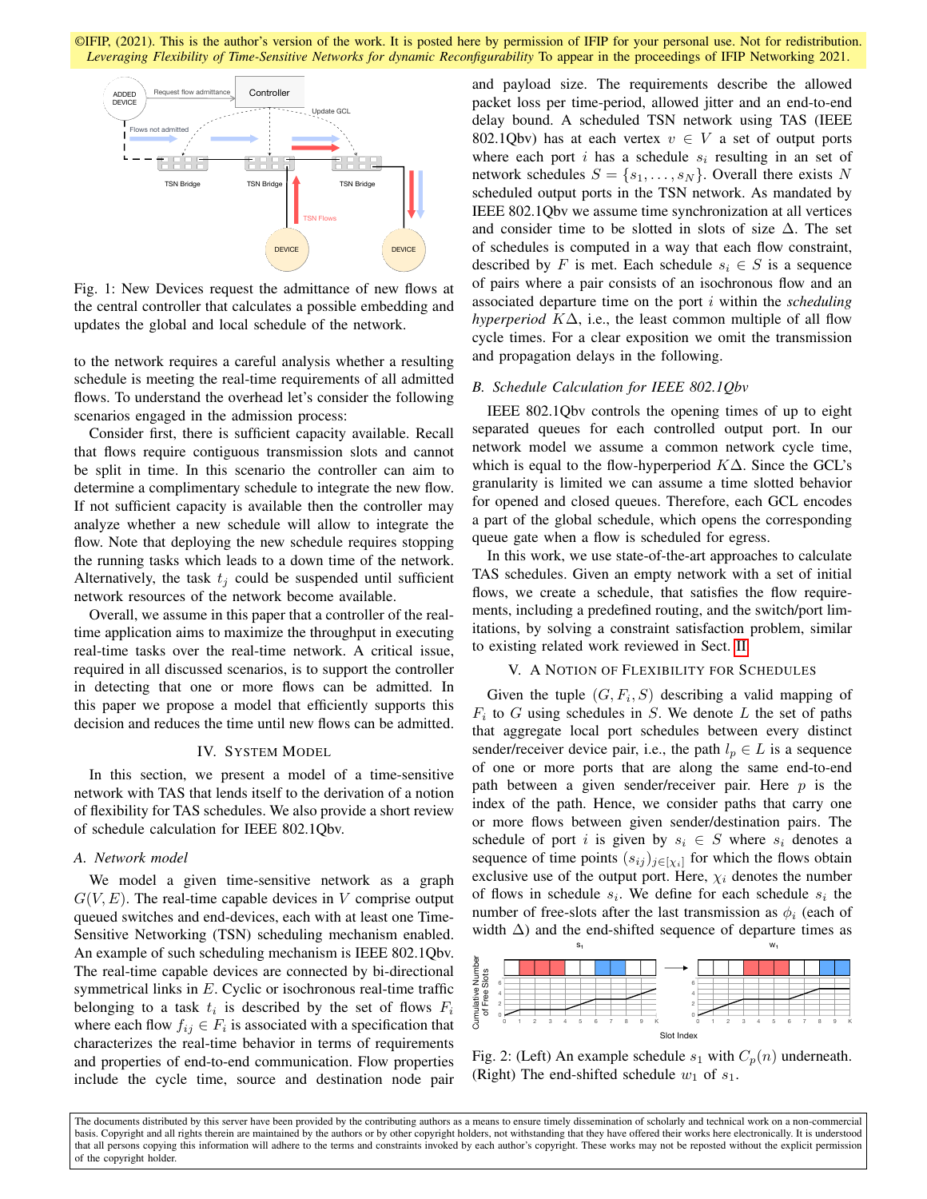©IFIP, (2021). This is the author's version of the work. It is posted here by permission of IFIP for your personal use. Not for redistribution. *Leveraging Flexibility of Time-Sensitive Networks for dynamic Reconfigurability* To appear in the proceedings of IFIP Networking 2021.

Fig. 1: New Devices request the admittance of new flows at the central controller that calculates a possible embedding and updates the global and local schedule of the network.

to the network requires a careful analysis whether a resulting schedule is meeting the real-time requirements of all admitted flows. To understand the overhead let's consider the following scenarios engaged in the admission process:

Consider first, there is sufficient capacity available. Recall that flows require contiguous transmission slots and cannot be split in time. In this scenario the controller can aim to determine a complimentary schedule to integrate the new flow. If not sufficient capacity is available then the controller may analyze whether a new schedule will allow to integrate the flow. Note that deploying the new schedule requires stopping the running tasks which leads to a down time of the network. Alternatively, the task $t_j$ could be suspended until sufficient network resources of the network become available.

Overall, we assume in this paper that a controller of the real-time application aims to maximize the throughput in executing real-time tasks over the real-time network. A critical issue, required in all discussed scenarios, is to support the controller in detecting that one or more flows can be admitted. In this paper we propose a model that efficiently supports this decision and reduces the time until new flows can be admitted.

## IV. System Model

In this section, we present a model of a time-sensitive network with TAS that lends itself to the derivation of a notion of flexibility for TAS schedules. We also provide a short review of schedule calculation for IEEE 802.1Qbv.

### A. Network model

We model a given time-sensitive network as a graph $G(V, E)$. The real-time capable devices in $V$ comprise output queued switches and end-devices, each with at least one Time-Sensitive Networking (TSN) scheduling mechanism enabled. An example of such scheduling mechanism is IEEE 802.1Qbv. The real-time capable devices are connected by bi-directional symmetrical links in $E$. Cyclic or isochronous real-time traffic belonging to a task $t_i$ is described by the set of flows $F_i$ where each flow $f_{ij} \in F_i$ is associated with a specification that characterizes the real-time behavior in terms of requirements and properties of end-to-end communication. Flow properties include the cycle time, source and destination node pair and payload size. The requirements describe the allowed packet loss per time-period, allowed jitter and an end-to-end delay bound. A scheduled TSN network using TAS (IEEE 802.1Qbv) has at each vertex $v \in V$ a set of output ports where each port $i$ has a schedule $s_i$ resulting in an set of network schedules $S = \{s_1, \ldots, s_N\}$. Overall there exists $N$ scheduled output ports in the TSN network. As mandated by IEEE 802.1Qbv we assume time synchronization at all vertices and consider time to be slotted in slots of size $\Delta$. The set of schedules is computed in a way that each flow constraint, described by $F$ is met. Each schedule $s_i \in S$ is a sequence of pairs where a pair consists of an isochronous flow and an associated departure time on the port $i$ within the *scheduling hyperperiod* $K\Delta$, i.e., the least common multiple of all flow cycle times. For a clear exposition we omit the transmission and propagation delays in the following.

### B. Schedule Calculation for IEEE 802.1Qbv

IEEE 802.1Qbv controls the opening times of up to eight separated queues for each controlled output port. In our network model we assume a common network cycle time, which is equal to the flow-hyperperiod $K\Delta$. Since the GCL's granularity is limited we can assume a time slotted behavior for opened and closed queues. Therefore, each GCL encodes a part of the global schedule, which opens the corresponding queue gate when a flow is scheduled for egress.

In this work, we use state-of-the-art approaches to calculate TAS schedules. Given an empty network with a set of initial flows, we create a schedule, that satisfies the flow requirements, including a predefined routing, and the switch/port limitations, by solving a constraint satisfaction problem, similar to existing related work reviewed in Sect. II.

## V. A Notion of Flexibility for Schedules

Given the tuple $(G, F_i, S)$ describing a valid mapping of $F_i$ to $G$ using schedules in $S$. We denote $L$ the set of paths that aggregate local port schedules between every distinct sender/receiver device pair, i.e., the path $l_p \in L$ is a sequence of one or more ports that are along the same end-to-end path between a given sender/receiver pair. Here $p$ is the index of the path. Hence, we consider paths that carry one or more flows between given sender/destination pairs. The schedule of port $i$ is given by $s_i \in S$ where $s_i$ denotes a sequence of time points $(s_{ij})_{j \in [\chi_i]}$ for which the flows obtain exclusive use of the output port. Here, $\chi_i$ denotes the number of flows in schedule $s_i$. We define for each schedule $s_i$ the number of free-slots after the last transmission as $\phi_i$ (each of width $\Delta$) and the end-shifted sequence of departure times as

Fig. 2: (Left) An example schedule $s_1$ with $C_p(n)$ underneath. (Right) The end-shifted schedule $w_1$ of $s_1$.

The documents distributed by this server have been provided by the contributing authors as a means to ensure timely dissemination of scholarly and technical work on a non-commercial basis. Copyright and all rights therein are maintained by the authors or by other copyright holders, not withstanding that they have offered their works here electronically. It is understood that all persons copying this information will adhere to the terms and constraints invoked by each author's copyright. These works may not be reposted without the explicit permission of the copyright holder.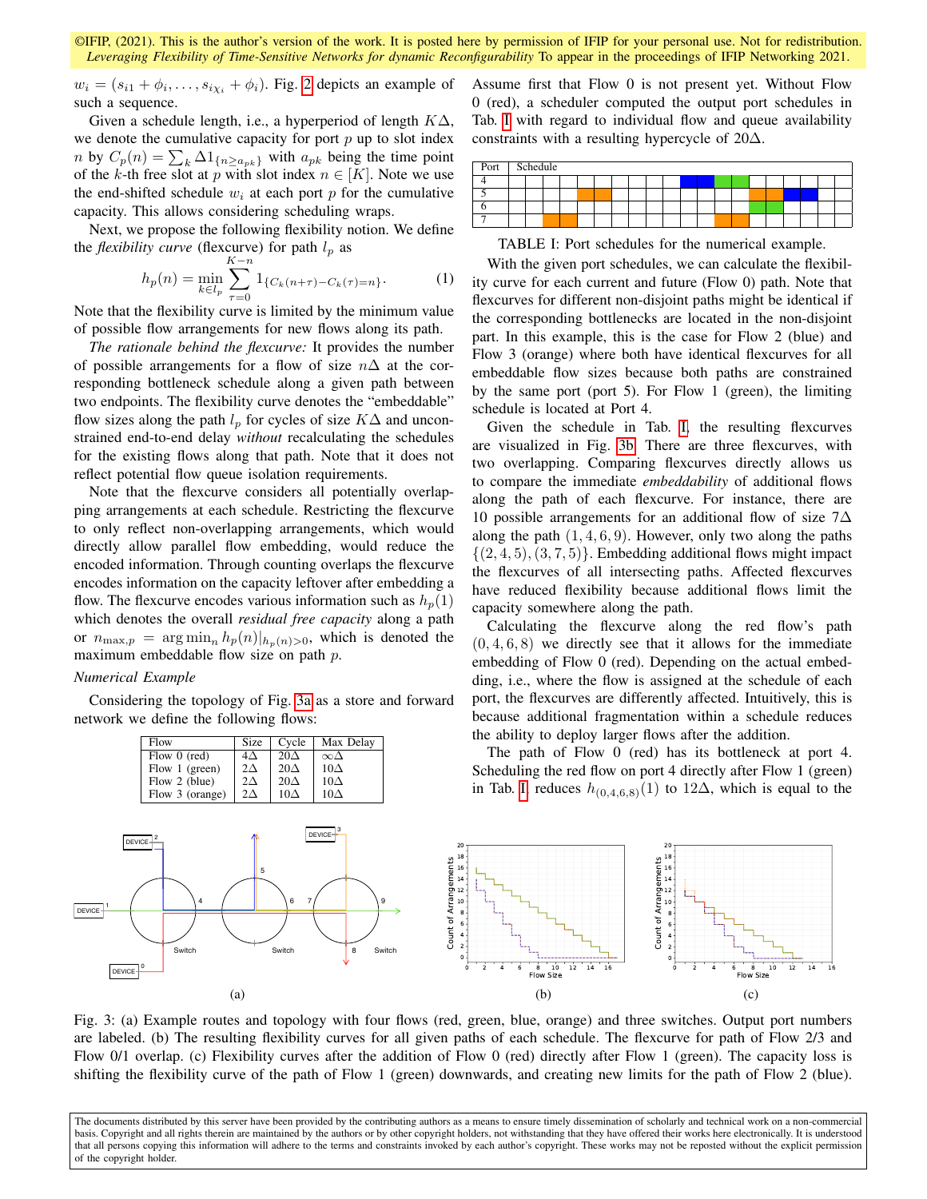$w_i = (s_{i1} + \phi_i, \ldots, s_{i\chi_i} + \phi_i)$. Fig. 2 depicts an example of such a sequence.

Given a schedule length, i.e., a hyperperiod of length $K\Delta$, we denote the cumulative capacity for port $p$ up to slot index $n$ by $C_p(n) = \sum_k \Delta 1_{\{n \geq a_{pk}\}}$ with $a_{pk}$ being the time point of the $k$-th free slot at $p$ with slot index $n \in [K]$. Note we use the end-shifted schedule $w_i$ at each port $p$ for the cumulative capacity. This allows considering scheduling wraps.

Next, we propose the following flexibility notion. We define the *flexibility curve* (flexcurve) for path $l_p$ as

$$h_p(n) = \min_{k \in l_p} \sum_{\tau=0}^{K-n} 1_{\{C_k(n+\tau) - C_k(\tau) = n\}}. \tag{1}$$

Note that the flexibility curve is limited by the minimum value of possible flow arrangements for new flows along its path.

*The rationale behind the flexcurve:* It provides the number of possible arrangements for a flow of size $n\Delta$ at the corresponding bottleneck schedule along a given path between two endpoints. The flexibility curve denotes the "embeddable" flow sizes along the path $l_p$ for cycles of size $K\Delta$ and unconstrained end-to-end delay *without* recalculating the schedules for the existing flows along that path. Note that it does not reflect potential flow queue isolation requirements.

Note that the flexcurve considers all potentially overlapping arrangements at each schedule. Restricting the flexcurve to only reflect non-overlapping arrangements, which would directly allow parallel flow embedding, would reduce the encoded information. Through counting overlaps the flexcurve encodes information on the capacity leftover after embedding a flow. The flexcurve encodes various information such as $h_p(1)$ which denotes the overall *residual free capacity* along a path or $n_{\max,p} = \arg\min_n h_p(n)|_{h_p(n)>0}$, which is denoted the maximum embeddable flow size on path $p$.

*Numerical Example*

Considering the topology of Fig. 3a as a store and forward network we define the following flows:

| Flow | Size | Cycle | Max Delay |
|---|---|---|---|
| Flow 0 (red) | $4\Delta$ | $20\Delta$ | $\infty\Delta$ |
| Flow 1 (green) | $2\Delta$ | $20\Delta$ | $10\Delta$ |
| Flow 2 (blue) | $2\Delta$ | $20\Delta$ | $10\Delta$ |
| Flow 3 (orange) | $2\Delta$ | $10\Delta$ | $10\Delta$ |

Assume first that Flow 0 is not present yet. Without Flow 0 (red), a scheduler computed the output port schedules in Tab. I with regard to individual flow and queue availability constraints with a resulting hypercycle of $20\Delta$.

| Port | Schedule | | | | | | | | | | | | | | | | | | | |
|---|---|---|---|---|---|---|---|---|---|---|---|---|---|---|---|---|---|---|---|---|
| 4 | | | | | | | | | | | blue | blue | | green | green | | | | | |
| 5 | | | | | orange | orange | | | | | | | | | orange | orange | blue | blue | | |
| 6 | | | | | | | | | | | | | | | green | green | | | | |
| 7 | | | orange | orange | | | | | | | | | orange | orange | | | | | | |

TABLE I: Port schedules for the numerical example.

With the given port schedules, we can calculate the flexibility curve for each current and future (Flow 0) path. Note that flexcurves for different non-disjoint paths might be identical if the corresponding bottlenecks are located in the non-disjoint part. In this example, this is the case for Flow 2 (blue) and Flow 3 (orange) where both have identical flexcurves for all embeddable flow sizes because both paths are constrained by the same port (port 5). For Flow 1 (green), the limiting schedule is located at Port 4.

Given the schedule in Tab. I, the resulting flexcurves are visualized in Fig. 3b. There are three flexcurves, with two overlapping. Comparing flexcurves directly allows us to compare the immediate *embeddability* of additional flows along the path of each flexcurve. For instance, there are 10 possible arrangements for an additional flow of size $7\Delta$ along the path $(1, 4, 6, 9)$. However, only two along the paths $\{(2, 4, 5), (3, 7, 5)\}$. Embedding additional flows might impact the flexcurves of all intersecting paths. Affected flexcurves have reduced flexibility because additional flows limit the capacity somewhere along the path.

Calculating the flexcurve along the red flow's path $(0, 4, 6, 8)$ we directly see that it allows for the immediate embedding of Flow 0 (red). Depending on the actual embedding, i.e., where the flow is assigned at the schedule of each port, the flexcurves are differently affected. Intuitively, this is because additional fragmentation within a schedule reduces the ability to deploy larger flows after the addition.

The path of Flow 0 (red) has its bottleneck at port 4. Scheduling the red flow on port 4 directly after Flow 1 (green) in Tab. I reduces $h_{(0,4,6,8)}(1)$ to $12\Delta$, which is equal to the

Fig. 3: (a) Example routes and topology with four flows (red, green, blue, orange) and three switches. Output port numbers are labeled. (b) The resulting flexibility curves for all given paths of each schedule. The flexcurve for path of Flow 2/3 and Flow 0/1 overlap. (c) Flexibility curves after the addition of Flow 0 (red) directly after Flow 1 (green). The capacity loss is shifting the flexibility curve of the path of Flow 1 (green) downwards, and creating new limits for the path of Flow 2 (blue).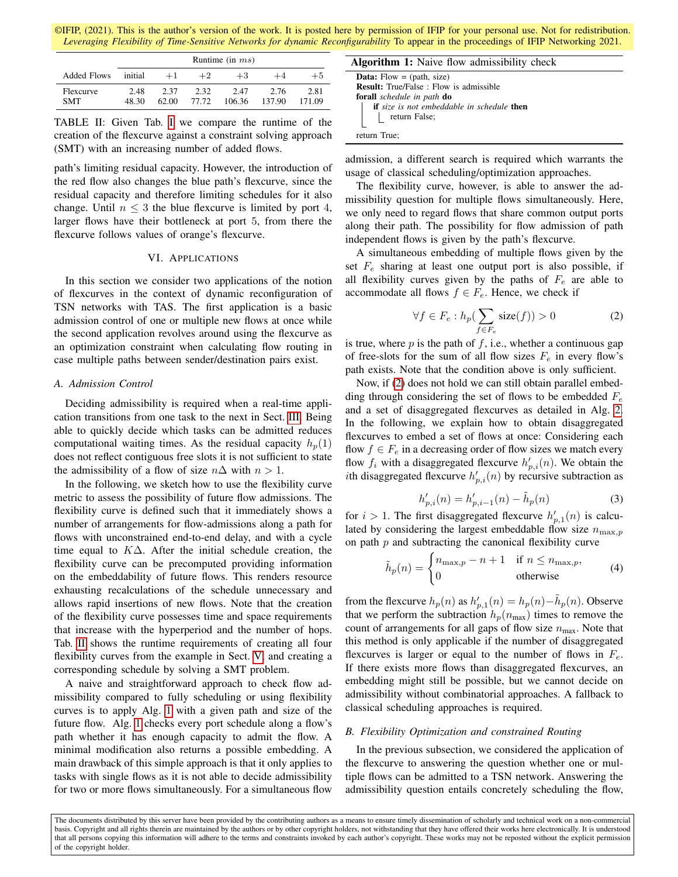| | Runtime (in $ms$) | | | | | |
|---|---|---|---|---|---|---|
| Added Flows | initial | +1 | +2 | +3 | +4 | +5 |
| Flexcurve | 2.48 | 2.37 | 2.32 | 2.47 | 2.76 | 2.81 |
| SMT | 48.30 | 62.00 | 77.72 | 106.36 | 137.90 | 171.09 |

TABLE II: Given Tab. I we compare the runtime of the creation of the flexcurve against a constraint solving approach (SMT) with an increasing number of added flows.

path's limiting residual capacity. However, the introduction of the red flow also changes the blue path's flexcurve, since the residual capacity and therefore limiting schedules for it also change. Until $n \leq 3$ the blue flexcurve is limited by port 4, larger flows have their bottleneck at port 5, from there the flexcurve follows values of orange's flexcurve.

## VI. Applications

In this section we consider two applications of the notion of flexcurves in the context of dynamic reconfiguration of TSN networks with TAS. The first application is a basic admission control of one or multiple new flows at once while the second application revolves around using the flexcurve as an optimization constraint when calculating flow routing in case multiple paths between sender/destination pairs exist.

### A. Admission Control

Deciding admissibility is required when a real-time application transitions from one task to the next in Sect. III. Being able to quickly decide which tasks can be admitted reduces computational waiting times. As the residual capacity $h_p(1)$ does not reflect contiguous free slots it is not sufficient to state the admissibility of a flow of size $n\Delta$ with $n > 1$.

In the following, we sketch how to use the flexibility curve metric to assess the possibility of future flow admissions. The flexibility curve is defined such that it immediately shows a number of arrangements for flow-admissions along a path for flows with unconstrained end-to-end delay, and with a cycle time equal to $K\Delta$. After the initial schedule creation, the flexibility curve can be precomputed providing information on the embeddability of future flows. This renders resource exhausting recalculations of the schedule unnecessary and allows rapid insertions of new flows. Note that the creation of the flexibility curve possesses time and space requirements that increase with the hyperperiod and the number of hops. Tab. II shows the runtime requirements of creating all four flexibility curves from the example in Sect. V and creating a corresponding schedule by solving a SMT problem.

A naive and straightforward approach to check flow admissibility compared to fully scheduling or using flexibility curves is to apply Alg. 1 with a given path and size of the future flow. Alg. 1 checks every port schedule along a flow's path whether it has enough capacity to admit the flow. A minimal modification also returns a possible embedding. A main drawback of this simple approach is that it only applies to tasks with single flows as it is not able to decide admissibility for two or more flows simultaneously. For a simultaneous flow

**Algorithm 1:** Naive flow admissibility check

```
Data: Flow = (path, size)
Result: True/False : Flow is admissible
forall schedule in path do
    if size is not embeddable in schedule then
        return False;
return True;
```

admission, a different search is required which warrants the usage of classical scheduling/optimization approaches.

The flexibility curve, however, is able to answer the admissibility question for multiple flows simultaneously. Here, we only need to regard flows that share common output ports along their path. The possibility for flow admission of path independent flows is given by the path's flexcurve.

A simultaneous embedding of multiple flows given by the set $F_e$ sharing at least one output port is also possible, if all flexibility curves given by the paths of $F_e$ are able to accommodate all flows $f \in F_e$. Hence, we check if

$$\forall f \in F_e : h_p\Big(\sum_{f \in F_e} \text{size}(f)\Big) > 0 \tag{2}$$

is true, where $p$ is the path of $f$, i.e., whether a continuous gap of free-slots for the sum of all flow sizes $F_e$ in every flow's path exists. Note that the condition above is only sufficient.

Now, if (2) does not hold we can still obtain parallel embedding through considering the set of flows to be embedded $F_e$ and a set of disaggregated flexcurves as detailed in Alg. 2. In the following, we explain how to obtain disaggregated flexcurves to embed a set of flows at once: Considering each flow $f \in F_e$ in a decreasing order of flow sizes we match every flow $f_i$ with a disaggregated flexcurve $h'_{p,i}(n)$. We obtain the $i$th disaggregated flexcurve $h'_{p,i}(n)$ by recursive subtraction as

$$h'_{p,i}(n) = h'_{p,i-1}(n) - \tilde{h}_p(n) \tag{3}$$

for $i > 1$. The first disaggregated flexcurve $h'_{p,1}(n)$ is calculated by considering the largest embeddable flow size $n_{\max,p}$ on path $p$ and subtracting the canonical flexibility curve

$$\tilde{h}_p(n) = \begin{cases} n_{\max,p} - n + 1 & \text{if } n \leq n_{\max,p}, \\ 0 & \text{otherwise} \end{cases} \tag{4}$$

from the flexcurve $h_p(n)$ as $h'_{p,1}(n) = h_p(n) - \tilde{h}_p(n)$. Observe that we perform the subtraction $h_p(n_{\max})$ times to remove the count of arrangements for all gaps of flow size $n_{\max}$. Note that this method is only applicable if the number of disaggregated flexcurves is larger or equal to the number of flows in $F_e$. If there exists more flows than disaggregated flexcurves, an embedding might still be possible, but we cannot decide on admissibility without combinatorial approaches. A fallback to classical scheduling approaches is required.

### B. Flexibility Optimization and constrained Routing

In the previous subsection, we considered the application of the flexcurve to answering the question whether one or multiple flows can be admitted to a TSN network. Answering the admissibility question entails concretely scheduling the flow,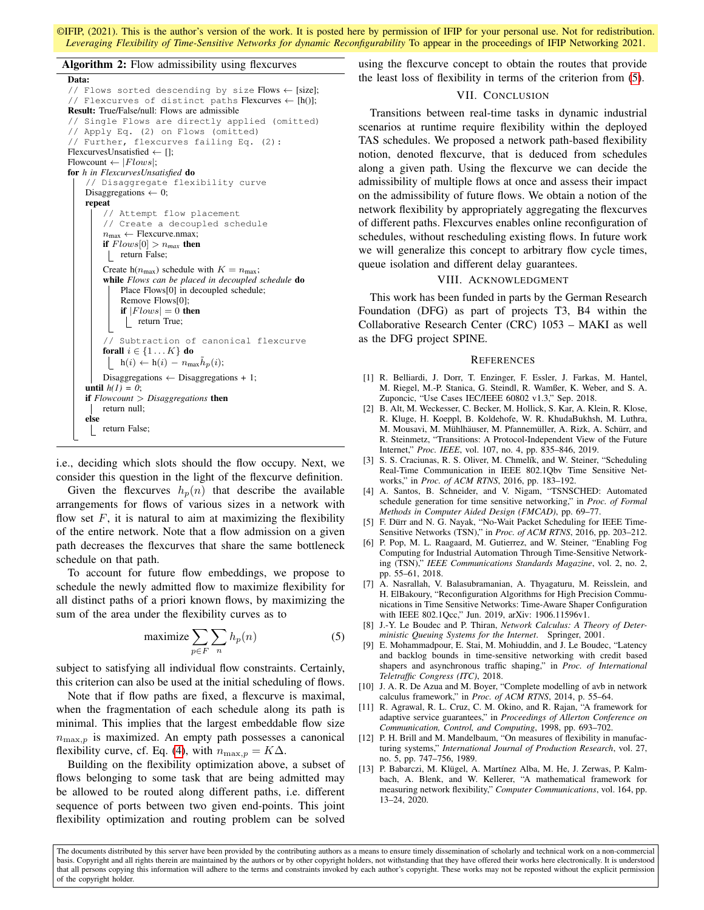©IFIP, (2021). This is the author's version of the work. It is posted here by permission of IFIP for your personal use. Not for redistribution. *Leveraging Flexibility of Time-Sensitive Networks for dynamic Reconfigurability* To appear in the proceedings of IFIP Networking 2021.

**Algorithm 2:** Flow admissibility using flexcurves

```
Data:
// Flows sorted descending by size Flows ← [size];
// Flexcurves of distinct paths Flexcurves ← [h()];
Result: True/False/null: Flows are admissible
// Single Flows are directly applied (omitted)
// Apply Eq. (2) on Flows (omitted)
// Further, flexcurves failing Eq. (2):
FlexcurvesUnsatisfied ← [];
Flowcount ← |Flows|;
for h in FlexcurvesUnsatisfied do
    // Disaggregate flexibility curve
    Disaggregations ← 0;
    repeat
        // Attempt flow placement
        // Create a decoupled schedule
        n_max ← Flexcurve.nmax;
        if Flows[0] > n_max then
            return False;
        Create h(n_max) schedule with K = n_max;
        while Flows can be placed in decoupled schedule do
            Place Flows[0] in decoupled schedule;
            Remove Flows[0];
            if |Flows| = 0 then
                return True;
        // Subtraction of canonical flexcurve
        forall i ∈ {1...K} do
            h(i) ← h(i) − n_max h̃_p(i);
        Disaggregations ← Disaggregations + 1;
    until h(1) = 0;
    if Flowcount > Disaggregations then
        return null;
    else
        return False;
```

i.e., deciding which slots should the flow occupy. Next, we consider this question in the light of the flexcurve definition.

Given the flexcurves $h_p(n)$ that describe the available arrangements for flows of various sizes in a network with flow set $F$, it is natural to aim at maximizing the flexibility of the entire network. Note that a flow admission on a given path decreases the flexcurves that share the same bottleneck schedule on that path.

To account for future flow embeddings, we propose to schedule the newly admitted flow to maximize flexibility for all distinct paths of a priori known flows, by maximizing the sum of the area under the flexibility curves as to

$$\text{maximize} \sum_{p \in F} \sum_{n} h_p(n) \tag{5}$$

subject to satisfying all individual flow constraints. Certainly, this criterion can also be used at the initial scheduling of flows.

Note that if flow paths are fixed, a flexcurve is maximal, when the fragmentation of each schedule along its path is minimal. This implies that the largest embeddable flow size $n_{\max,p}$ is maximized. An empty path possesses a canonical flexibility curve, cf. Eq. (4), with $n_{\max,p} = K\Delta$.

Building on the flexibility optimization above, a subset of flows belonging to some task that are being admitted may be allowed to be routed along different paths, i.e. different sequence of ports between two given end-points. This joint flexibility optimization and routing problem can be solved using the flexcurve concept to obtain the routes that provide the least loss of flexibility in terms of the criterion from (5).

## VII. Conclusion

Transitions between real-time tasks in dynamic industrial scenarios at runtime require flexibility within the deployed TAS schedules. We proposed a network path-based flexibility notion, denoted flexcurve, that is deduced from schedules along a given path. Using the flexcurve we can decide the admissibility of multiple flows at once and assess their impact on the admissibility of future flows. We obtain a notion of the network flexibility by appropriately aggregating the flexcurves of different paths. Flexcurves enables online reconfiguration of schedules, without rescheduling existing flows. In future work we will generalize this concept to arbitrary flow cycle times, queue isolation and different delay guarantees.

## VIII. Acknowledgment

This work has been funded in parts by the German Research Foundation (DFG) as part of projects T3, B4 within the Collaborative Research Center (CRC) 1053 – MAKI as well as the DFG project SPINE.

## References

[1] R. Belliardi, J. Dorr, T. Enzinger, F. Essler, J. Farkas, M. Hantel, M. Riegel, M.-P. Stanica, G. Steindl, R. Wamßer, K. Weber, and S. A. Zuponcic, "Use Cases IEC/IEEE 60802 v1.3," Sep. 2018.

[2] B. Alt, M. Weckesser, C. Becker, M. Hollick, S. Kar, A. Klein, R. Klose, R. Kluge, H. Koeppl, B. Koldehofe, W. R. KhudaBukhsh, M. Luthra, M. Mousavi, M. Mühlhäuser, M. Pfannemüller, A. Rizk, A. Schürr, and R. Steinmetz, "Transitions: A Protocol-Independent View of the Future Internet," *Proc. IEEE*, vol. 107, no. 4, pp. 835–846, 2019.

[3] S. S. Craciunas, R. S. Oliver, M. Chmelík, and W. Steiner, "Scheduling Real-Time Communication in IEEE 802.1Qbv Time Sensitive Networks," in *Proc. of ACM RTNS*, 2016, pp. 183–192.

[4] A. Santos, B. Schneider, and V. Nigam, "TSNSCHED: Automated schedule generation for time sensitive networking," in *Proc. of Formal Methods in Computer Aided Design (FMCAD)*, pp. 69–77.

[5] F. Dürr and N. G. Nayak, "No-Wait Packet Scheduling for IEEE Time-Sensitive Networks (TSN)," in *Proc. of ACM RTNS*, 2016, pp. 203–212.

[6] P. Pop, M. L. Raagaard, M. Gutierrez, and W. Steiner, "Enabling Fog Computing for Industrial Automation Through Time-Sensitive Networking (TSN)," *IEEE Communications Standards Magazine*, vol. 2, no. 2, pp. 55–61, 2018.

[7] A. Nasrallah, V. Balasubramanian, A. Thyagaturu, M. Reisslein, and H. ElBakoury, "Reconfiguration Algorithms for High Precision Communications in Time Sensitive Networks: Time-Aware Shaper Configuration with IEEE 802.1Qcc," Jun. 2019, arXiv: 1906.11596v1.

[8] J.-Y. Le Boudec and P. Thiran, *Network Calculus: A Theory of Deterministic Queuing Systems for the Internet*. Springer, 2001.

[9] E. Mohammadpour, E. Stai, M. Mohiuddin, and J. Le Boudec, "Latency and backlog bounds in time-sensitive networking with credit based shapers and asynchronous traffic shaping," in *Proc. of International Teletraffic Congress (ITC)*, 2018.

[10] J. A. R. De Azua and M. Boyer, "Complete modelling of avb in network calculus framework," in *Proc. of ACM RTNS*, 2014, p. 55–64.

[11] R. Agrawal, R. L. Cruz, C. M. Okino, and R. Rajan, "A framework for adaptive service guarantees," in *Proceedings of Allerton Conference on Communication, Control, and Computing*, 1998, pp. 693–702.

[12] P. H. Brill and M. Mandelbaum, "On measures of flexibility in manufacturing systems," *International Journal of Production Research*, vol. 27, no. 5, pp. 747–756, 1989.

[13] P. Babarczi, M. Klügel, A. Martínez Alba, M. He, J. Zerwas, P. Kalmbach, A. Blenk, and W. Kellerer, "A mathematical framework for measuring network flexibility," *Computer Communications*, vol. 164, pp. 13–24, 2020.

The documents distributed by this server have been provided by the contributing authors as a means to ensure timely dissemination of scholarly and technical work on a non-commercial basis. Copyright and all rights therein are maintained by the authors or by other copyright holders, not withstanding that they have offered their works here electronically. It is understood that all persons copying this information will adhere to the terms and constraints invoked by each author's copyright. These works may not be reposted without the explicit permission of the copyright holder.